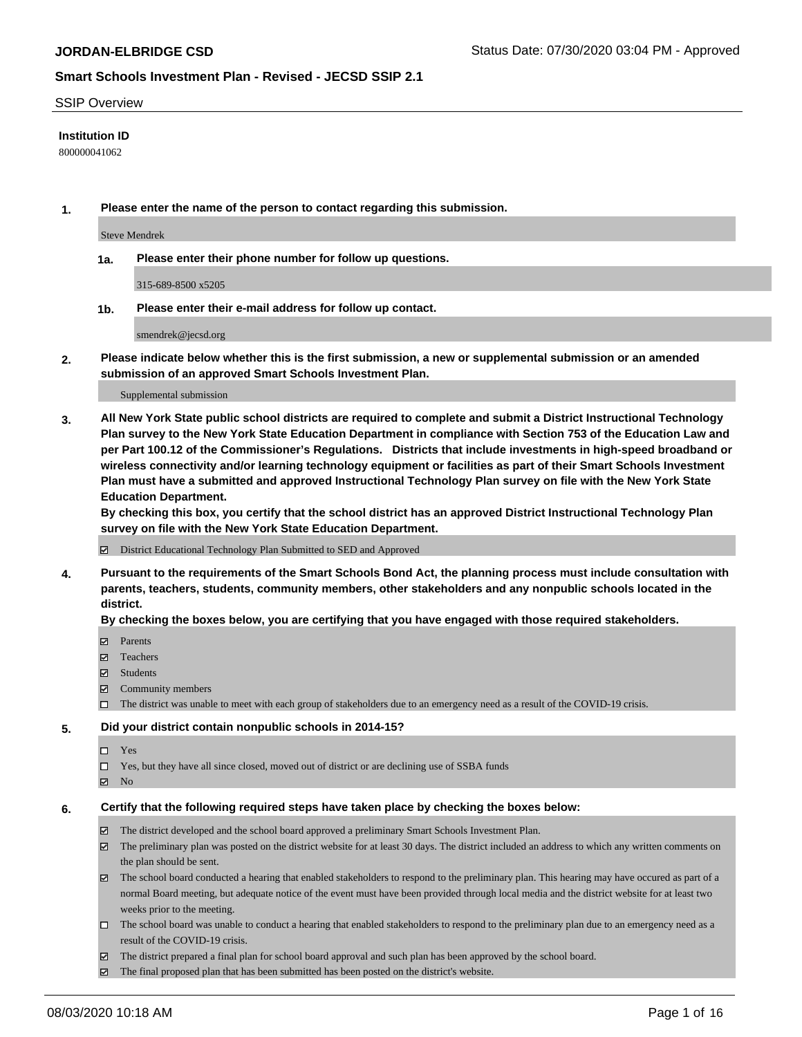**JORDAN-ELBRIDGE CSD**

Status Date: 07/30/2020 03:04 PM - Approved

**Smart Schools Investment Plan - Revised - JECSD SSIP 2.1**

SSIP Overview

**Institution ID**

800000041062

**1. Please enter the name of the person to contact regarding this submission.**

Steve Mendrek

**1a. Please enter their phone number for follow up questions.**

315-689-8500 x5205

**1b. Please enter their e-mail address for follow up contact.**

smendrek@jecsd.org

**2. Please indicate below whether this is the first submission, a new or supplemental submission or an amended submission of an approved Smart Schools Investment Plan.**

Supplemental submission

**3. All New York State public school districts are required to complete and submit a District Instructional Technology Plan survey to the New York State Education Department in compliance with Section 753 of the Education Law and per Part 100.12 of the Commissioner's Regulations. Districts that include investments in high-speed broadband or wireless connectivity and/or learning technology equipment or facilities as part of their Smart Schools Investment Plan must have a submitted and approved Instructional Technology Plan survey on file with the New York State Education Department.**
**By checking this box, you certify that the school district has an approved District Instructional Technology Plan survey on file with the New York State Education Department.**

- ☑ District Educational Technology Plan Submitted to SED and Approved

**4. Pursuant to the requirements of the Smart Schools Bond Act, the planning process must include consultation with parents, teachers, students, community members, other stakeholders and any nonpublic schools located in the district.**
**By checking the boxes below, you are certifying that you have engaged with those required stakeholders.**

- ☑ Parents
- ☑ Teachers
- ☑ Students
- ☑ Community members
- ☐ The district was unable to meet with each group of stakeholders due to an emergency need as a result of the COVID-19 crisis.

**5. Did your district contain nonpublic schools in 2014-15?**

- ☐ Yes
- ☐ Yes, but they have all since closed, moved out of district or are declining use of SSBA funds
- ☑ No

**6. Certify that the following required steps have taken place by checking the boxes below:**

- ☑ The district developed and the school board approved a preliminary Smart Schools Investment Plan.
- ☑ The preliminary plan was posted on the district website for at least 30 days. The district included an address to which any written comments on the plan should be sent.
- ☑ The school board conducted a hearing that enabled stakeholders to respond to the preliminary plan. This hearing may have occured as part of a normal Board meeting, but adequate notice of the event must have been provided through local media and the district website for at least two weeks prior to the meeting.
- ☐ The school board was unable to conduct a hearing that enabled stakeholders to respond to the preliminary plan due to an emergency need as a result of the COVID-19 crisis.
- ☑ The district prepared a final plan for school board approval and such plan has been approved by the school board.
- ☑ The final proposed plan that has been submitted has been posted on the district's website.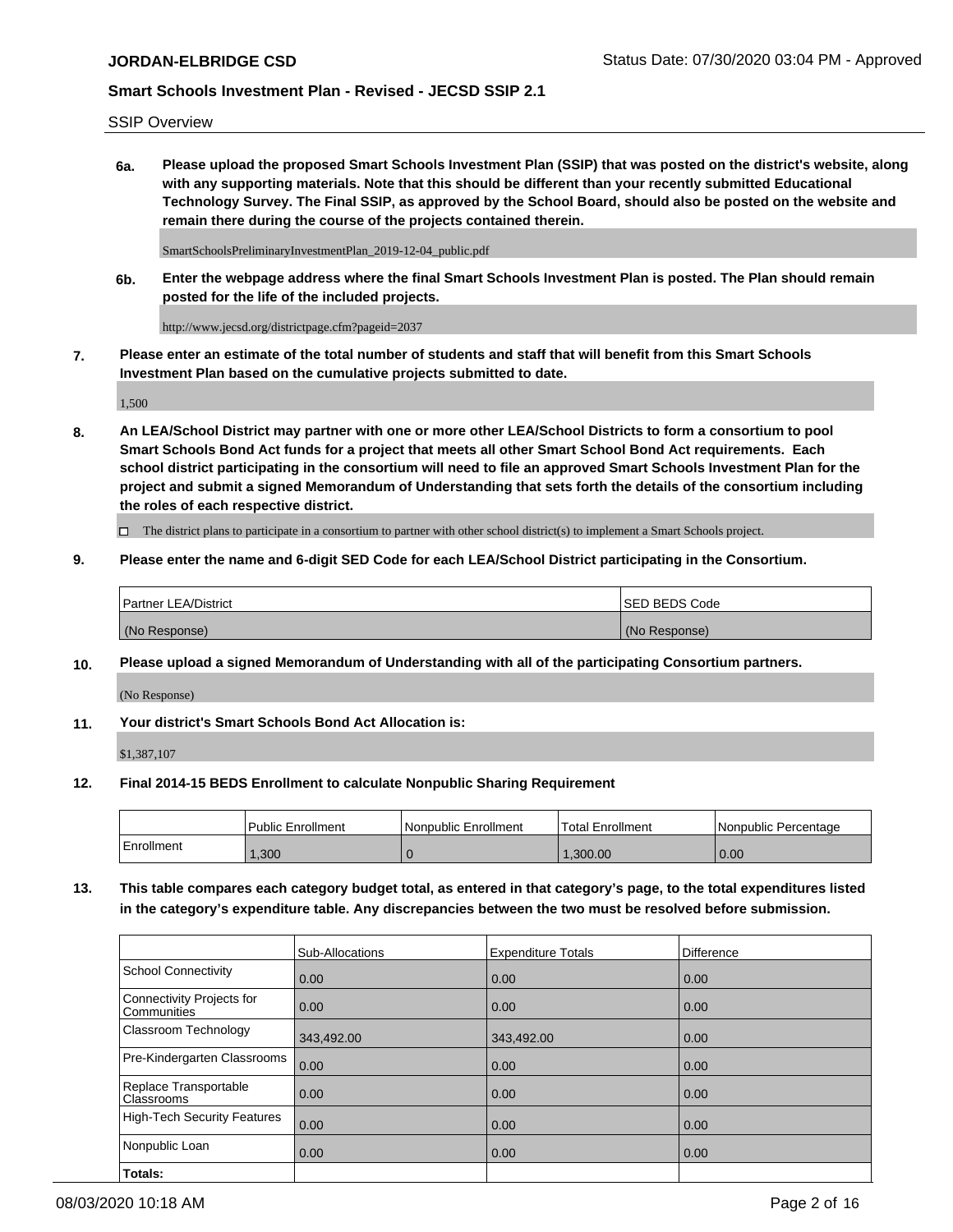SSIP Overview

**6a. Please upload the proposed Smart Schools Investment Plan (SSIP) that was posted on the district's website, along with any supporting materials. Note that this should be different than your recently submitted Educational Technology Survey. The Final SSIP, as approved by the School Board, should also be posted on the website and remain there during the course of the projects contained therein.**

SmartSchoolsPreliminaryInvestmentPlan_2019-12-04_public.pdf

**6b. Enter the webpage address where the final Smart Schools Investment Plan is posted. The Plan should remain posted for the life of the included projects.**

http://www.jecsd.org/districtpage.cfm?pageid=2037

**7. Please enter an estimate of the total number of students and staff that will benefit from this Smart Schools Investment Plan based on the cumulative projects submitted to date.**

1,500

**8. An LEA/School District may partner with one or more other LEA/School Districts to form a consortium to pool Smart Schools Bond Act funds for a project that meets all other Smart School Bond Act requirements. Each school district participating in the consortium will need to file an approved Smart Schools Investment Plan for the project and submit a signed Memorandum of Understanding that sets forth the details of the consortium including the roles of each respective district.**

☐ The district plans to participate in a consortium to partner with other school district(s) to implement a Smart Schools project.

**9. Please enter the name and 6-digit SED Code for each LEA/School District participating in the Consortium.**

| Partner LEA/District | SED BEDS Code |
|---|---|
| (No Response) | (No Response) |

**10. Please upload a signed Memorandum of Understanding with all of the participating Consortium partners.**

(No Response)

**11. Your district's Smart Schools Bond Act Allocation is:**

$1,387,107

**12. Final 2014-15 BEDS Enrollment to calculate Nonpublic Sharing Requirement**

| | Public Enrollment | Nonpublic Enrollment | Total Enrollment | Nonpublic Percentage |
|---|---|---|---|---|
| Enrollment | 1,300 | 0 | 1,300.00 | 0.00 |

**13. This table compares each category budget total, as entered in that category's page, to the total expenditures listed in the category's expenditure table. Any discrepancies between the two must be resolved before submission.**

| | Sub-Allocations | Expenditure Totals | Difference |
|---|---|---|---|
| School Connectivity | 0.00 | 0.00 | 0.00 |
| Connectivity Projects for Communities | 0.00 | 0.00 | 0.00 |
| Classroom Technology | 343,492.00 | 343,492.00 | 0.00 |
| Pre-Kindergarten Classrooms | 0.00 | 0.00 | 0.00 |
| Replace Transportable Classrooms | 0.00 | 0.00 | 0.00 |
| High-Tech Security Features | 0.00 | 0.00 | 0.00 |
| Nonpublic Loan | 0.00 | 0.00 | 0.00 |
| **Totals:** | | | |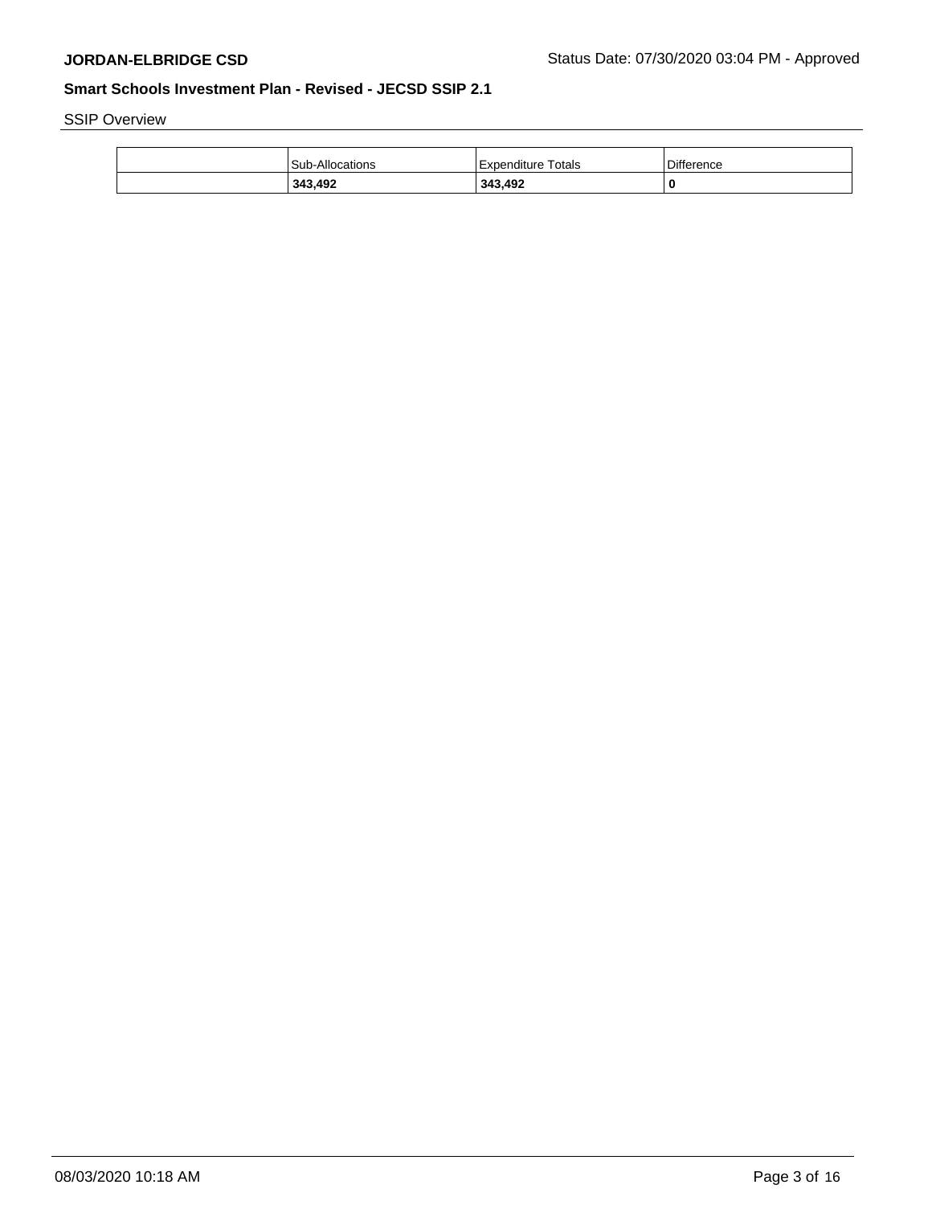SSIP Overview

| | Sub-Allocations | Expenditure Totals | Difference |
|---|---|---|---|
| | **343,492** | **343,492** | **0** |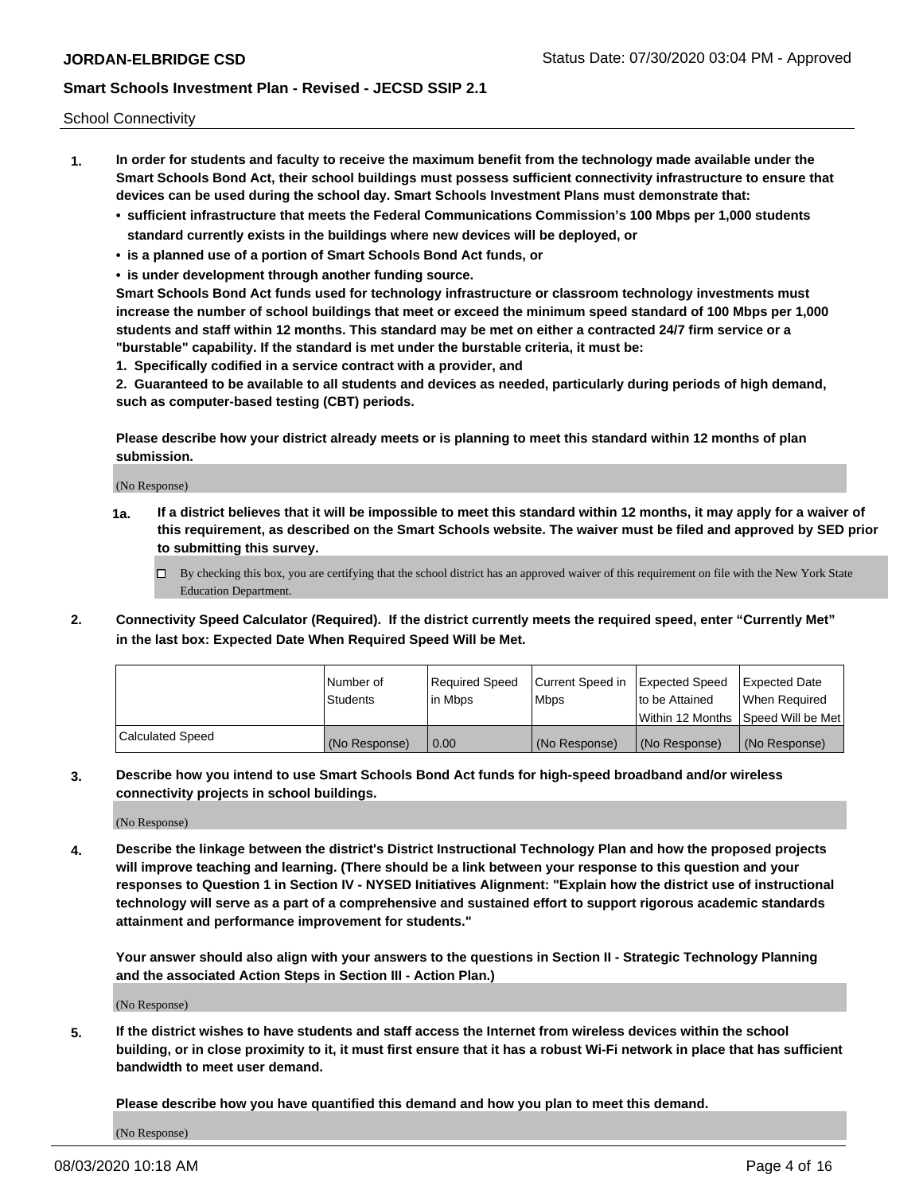School Connectivity

1. **In order for students and faculty to receive the maximum benefit from the technology made available under the Smart Schools Bond Act, their school buildings must possess sufficient connectivity infrastructure to ensure that devices can be used during the school day. Smart Schools Investment Plans must demonstrate that:**
   - **sufficient infrastructure that meets the Federal Communications Commission's 100 Mbps per 1,000 students standard currently exists in the buildings where new devices will be deployed, or**
   - **is a planned use of a portion of Smart Schools Bond Act funds, or**
   - **is under development through another funding source.**

   **Smart Schools Bond Act funds used for technology infrastructure or classroom technology investments must increase the number of school buildings that meet or exceed the minimum speed standard of 100 Mbps per 1,000 students and staff within 12 months. This standard may be met on either a contracted 24/7 firm service or a "burstable" capability. If the standard is met under the burstable criteria, it must be:**

   **1. Specifically codified in a service contract with a provider, and**

   **2. Guaranteed to be available to all students and devices as needed, particularly during periods of high demand, such as computer-based testing (CBT) periods.**

   **Please describe how your district already meets or is planning to meet this standard within 12 months of plan submission.**

   (No Response)

   **1a.** **If a district believes that it will be impossible to meet this standard within 12 months, it may apply for a waiver of this requirement, as described on the Smart Schools website. The waiver must be filed and approved by SED prior to submitting this survey.**

   ☐ By checking this box, you are certifying that the school district has an approved waiver of this requirement on file with the New York State Education Department.

2. **Connectivity Speed Calculator (Required). If the district currently meets the required speed, enter "Currently Met" in the last box: Expected Date When Required Speed Will be Met.**

| | Number of Students | Required Speed in Mbps | Current Speed in Mbps | Expected Speed to be Attained Within 12 Months | Expected Date When Required Speed Will be Met |
|---|---|---|---|---|---|
| Calculated Speed | (No Response) | 0.00 | (No Response) | (No Response) | (No Response) |

3. **Describe how you intend to use Smart Schools Bond Act funds for high-speed broadband and/or wireless connectivity projects in school buildings.**

   (No Response)

4. **Describe the linkage between the district's District Instructional Technology Plan and how the proposed projects will improve teaching and learning. (There should be a link between your response to this question and your responses to Question 1 in Section IV - NYSED Initiatives Alignment: "Explain how the district use of instructional technology will serve as a part of a comprehensive and sustained effort to support rigorous academic standards attainment and performance improvement for students."**

   **Your answer should also align with your answers to the questions in Section II - Strategic Technology Planning and the associated Action Steps in Section III - Action Plan.)**

   (No Response)

5. **If the district wishes to have students and staff access the Internet from wireless devices within the school building, or in close proximity to it, it must first ensure that it has a robust Wi-Fi network in place that has sufficient bandwidth to meet user demand.**

   **Please describe how you have quantified this demand and how you plan to meet this demand.**

   (No Response)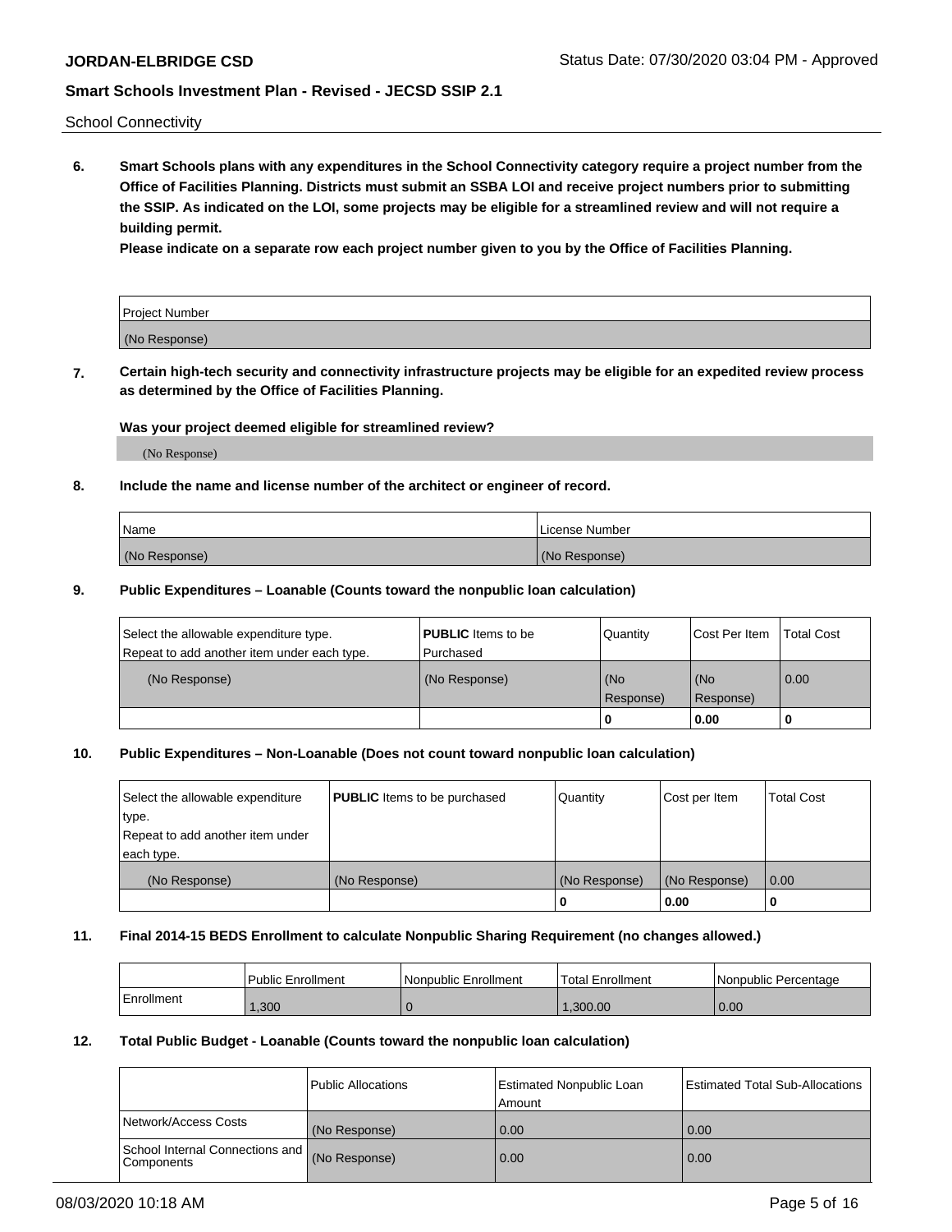School Connectivity

**6. Smart Schools plans with any expenditures in the School Connectivity category require a project number from the Office of Facilities Planning. Districts must submit an SSBA LOI and receive project numbers prior to submitting the SSIP. As indicated on the LOI, some projects may be eligible for a streamlined review and will not require a building permit.**

**Please indicate on a separate row each project number given to you by the Office of Facilities Planning.**

| Project Number |
|---|
| (No Response) |

**7. Certain high-tech security and connectivity infrastructure projects may be eligible for an expedited review process as determined by the Office of Facilities Planning.**

**Was your project deemed eligible for streamlined review?**

(No Response)

**8. Include the name and license number of the architect or engineer of record.**

| Name | License Number |
|---|---|
| (No Response) | (No Response) |

**9. Public Expenditures – Loanable (Counts toward the nonpublic loan calculation)**

| Select the allowable expenditure type. Repeat to add another item under each type. | **PUBLIC** Items to be Purchased | Quantity | Cost Per Item | Total Cost |
|---|---|---|---|---|
| (No Response) | (No Response) | (No Response) | (No Response) | 0.00 |
| | | 0 | 0.00 | 0 |

**10. Public Expenditures – Non-Loanable (Does not count toward nonpublic loan calculation)**

| Select the allowable expenditure type. Repeat to add another item under each type. | **PUBLIC** Items to be purchased | Quantity | Cost per Item | Total Cost |
|---|---|---|---|---|
| (No Response) | (No Response) | (No Response) | (No Response) | 0.00 |
| | | 0 | 0.00 | 0 |

**11. Final 2014-15 BEDS Enrollment to calculate Nonpublic Sharing Requirement (no changes allowed.)**

| | Public Enrollment | Nonpublic Enrollment | Total Enrollment | Nonpublic Percentage |
|---|---|---|---|---|
| Enrollment | 1,300 | 0 | 1,300.00 | 0.00 |

**12. Total Public Budget - Loanable (Counts toward the nonpublic loan calculation)**

| | Public Allocations | Estimated Nonpublic Loan Amount | Estimated Total Sub-Allocations |
|---|---|---|---|
| Network/Access Costs | (No Response) | 0.00 | 0.00 |
| School Internal Connections and Components | (No Response) | 0.00 | 0.00 |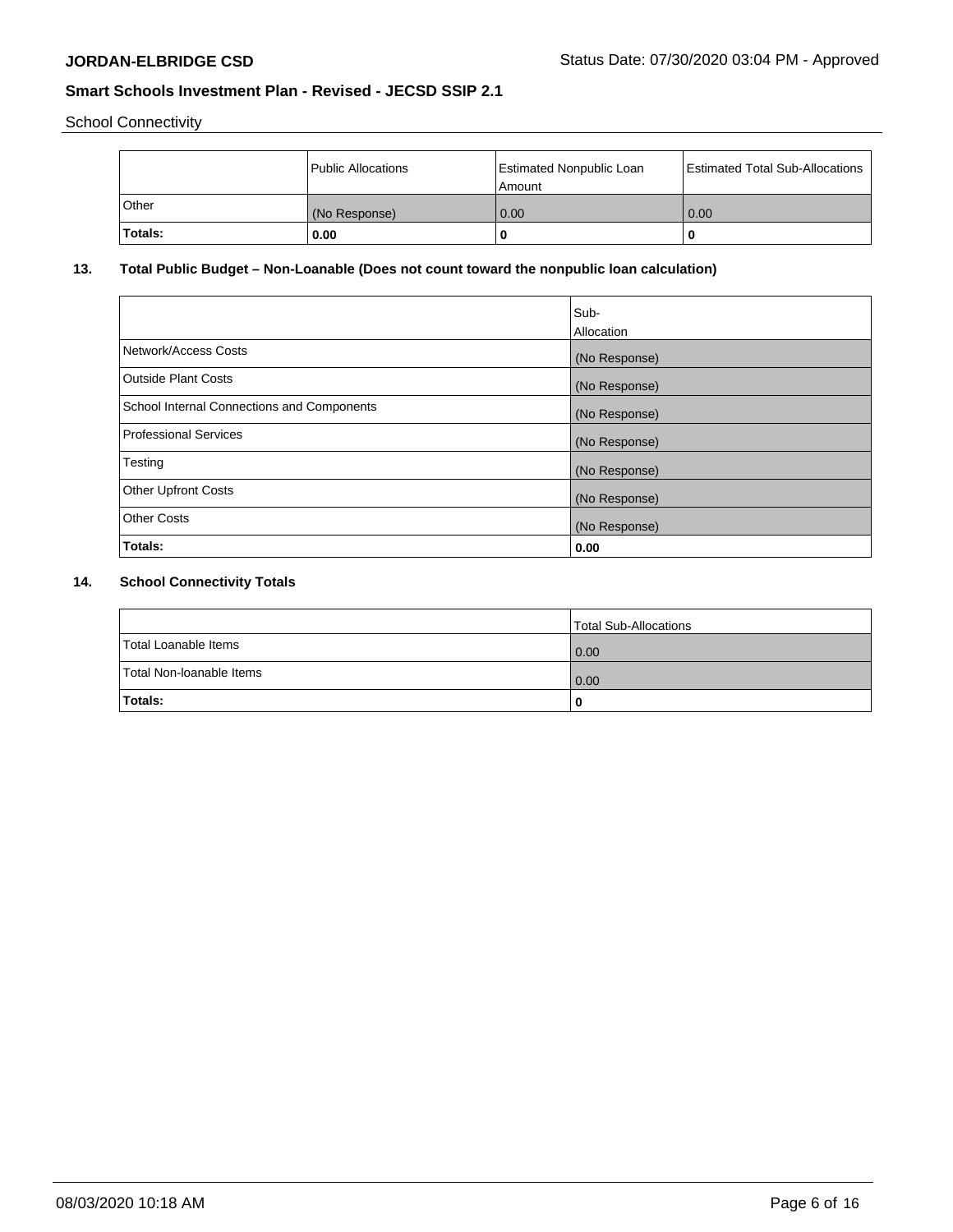School Connectivity

| | Public Allocations | Estimated Nonpublic Loan Amount | Estimated Total Sub-Allocations |
|---|---|---|---|
| Other | (No Response) | 0.00 | 0.00 |
| **Totals:** | **0.00** | **0** | **0** |

## 13. Total Public Budget – Non-Loanable (Does not count toward the nonpublic loan calculation)

| | Sub-Allocation |
|---|---|
| Network/Access Costs | (No Response) |
| Outside Plant Costs | (No Response) |
| School Internal Connections and Components | (No Response) |
| Professional Services | (No Response) |
| Testing | (No Response) |
| Other Upfront Costs | (No Response) |
| Other Costs | (No Response) |
| **Totals:** | **0.00** |

## 14. School Connectivity Totals

| | Total Sub-Allocations |
|---|---|
| Total Loanable Items | 0.00 |
| Total Non-loanable Items | 0.00 |
| **Totals:** | **0** |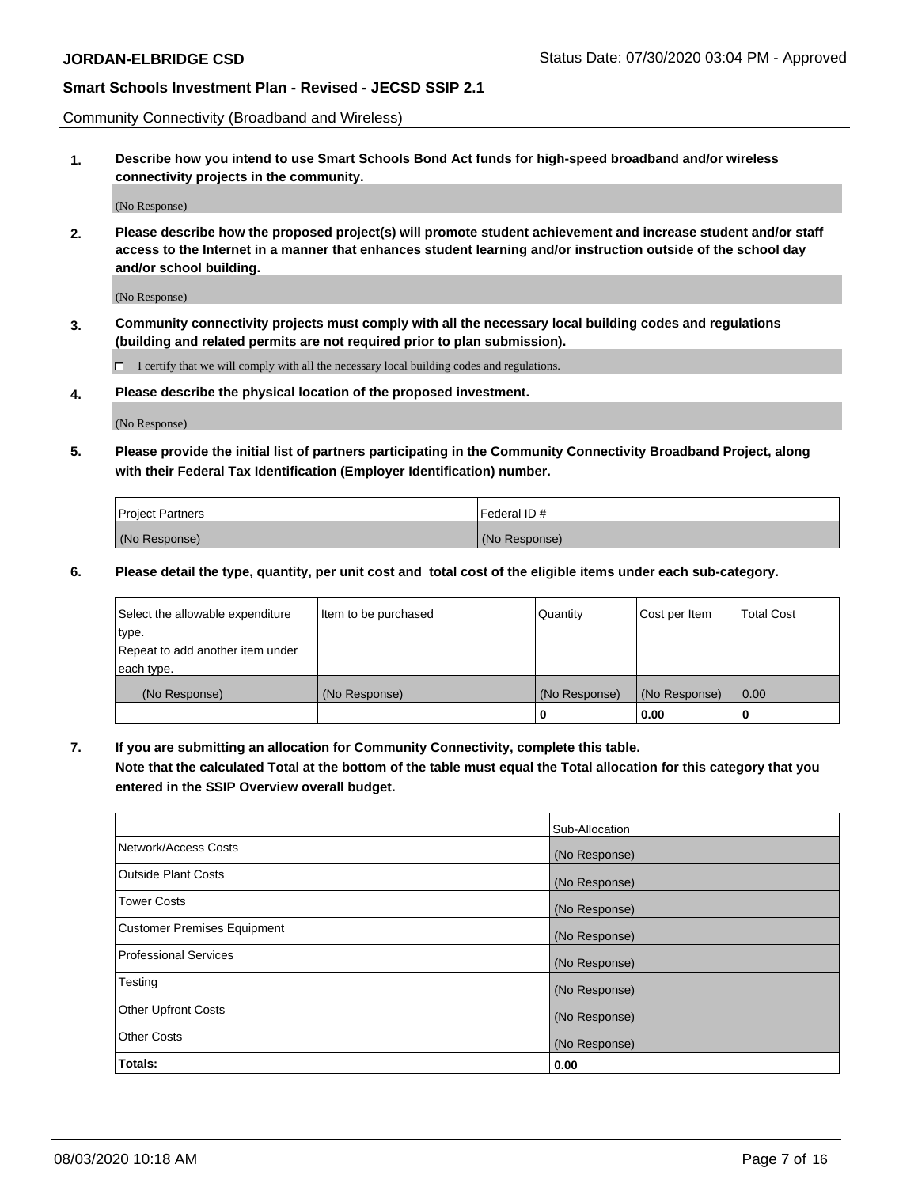Community Connectivity (Broadband and Wireless)

**1. Describe how you intend to use Smart Schools Bond Act funds for high-speed broadband and/or wireless connectivity projects in the community.**

(No Response)

**2. Please describe how the proposed project(s) will promote student achievement and increase student and/or staff access to the Internet in a manner that enhances student learning and/or instruction outside of the school day and/or school building.**

(No Response)

**3. Community connectivity projects must comply with all the necessary local building codes and regulations (building and related permits are not required prior to plan submission).**

☐ I certify that we will comply with all the necessary local building codes and regulations.

**4. Please describe the physical location of the proposed investment.**

(No Response)

**5. Please provide the initial list of partners participating in the Community Connectivity Broadband Project, along with their Federal Tax Identification (Employer Identification) number.**

| Project Partners | Federal ID # |
|---|---|
| (No Response) | (No Response) |

**6. Please detail the type, quantity, per unit cost and total cost of the eligible items under each sub-category.**

| Select the allowable expenditure type. Repeat to add another item under each type. | Item to be purchased | Quantity | Cost per Item | Total Cost |
|---|---|---|---|---|
| (No Response) | (No Response) | (No Response) | (No Response) | 0.00 |
| | | **0** | **0.00** | **0** |

**7. If you are submitting an allocation for Community Connectivity, complete this table. Note that the calculated Total at the bottom of the table must equal the Total allocation for this category that you entered in the SSIP Overview overall budget.**

| | Sub-Allocation |
|---|---|
| Network/Access Costs | (No Response) |
| Outside Plant Costs | (No Response) |
| Tower Costs | (No Response) |
| Customer Premises Equipment | (No Response) |
| Professional Services | (No Response) |
| Testing | (No Response) |
| Other Upfront Costs | (No Response) |
| Other Costs | (No Response) |
| **Totals:** | **0.00** |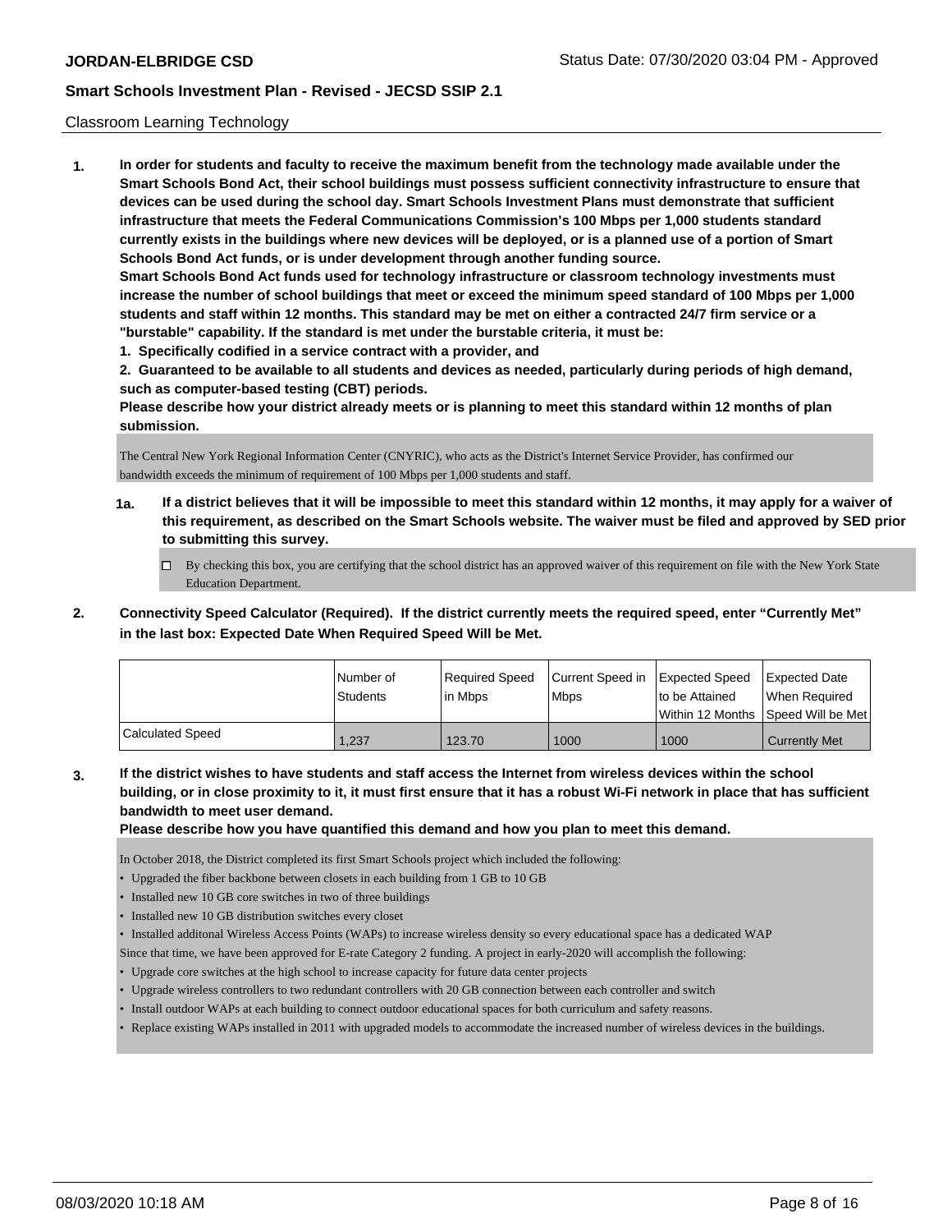Classroom Learning Technology

**1. In order for students and faculty to receive the maximum benefit from the technology made available under the Smart Schools Bond Act, their school buildings must possess sufficient connectivity infrastructure to ensure that devices can be used during the school day. Smart Schools Investment Plans must demonstrate that sufficient infrastructure that meets the Federal Communications Commission's 100 Mbps per 1,000 students standard currently exists in the buildings where new devices will be deployed, or is a planned use of a portion of Smart Schools Bond Act funds, or is under development through another funding source.**

**Smart Schools Bond Act funds used for technology infrastructure or classroom technology investments must increase the number of school buildings that meet or exceed the minimum speed standard of 100 Mbps per 1,000 students and staff within 12 months. This standard may be met on either a contracted 24/7 firm service or a "burstable" capability. If the standard is met under the burstable criteria, it must be:**

**1. Specifically codified in a service contract with a provider, and**

**2. Guaranteed to be available to all students and devices as needed, particularly during periods of high demand, such as computer-based testing (CBT) periods.**

**Please describe how your district already meets or is planning to meet this standard within 12 months of plan submission.**

The Central New York Regional Information Center (CNYRIC), who acts as the District's Internet Service Provider, has confirmed our bandwidth exceeds the minimum of requirement of 100 Mbps per 1,000 students and staff.

**1a. If a district believes that it will be impossible to meet this standard within 12 months, it may apply for a waiver of this requirement, as described on the Smart Schools website. The waiver must be filed and approved by SED prior to submitting this survey.**

☐ By checking this box, you are certifying that the school district has an approved waiver of this requirement on file with the New York State Education Department.

**2. Connectivity Speed Calculator (Required). If the district currently meets the required speed, enter "Currently Met" in the last box: Expected Date When Required Speed Will be Met.**

| | Number of Students | Required Speed in Mbps | Current Speed in Mbps | Expected Speed to be Attained Within 12 Months | Expected Date When Required Speed Will be Met |
|---|---|---|---|---|---|
| Calculated Speed | 1,237 | 123.70 | 1000 | 1000 | Currently Met |

**3. If the district wishes to have students and staff access the Internet from wireless devices within the school building, or in close proximity to it, it must first ensure that it has a robust Wi-Fi network in place that has sufficient bandwidth to meet user demand.**

**Please describe how you have quantified this demand and how you plan to meet this demand.**

In October 2018, the District completed its first Smart Schools project which included the following:

- Upgraded the fiber backbone between closets in each building from 1 GB to 10 GB
- Installed new 10 GB core switches in two of three buildings
- Installed new 10 GB distribution switches every closet
- Installed additonal Wireless Access Points (WAPs) to increase wireless density so every educational space has a dedicated WAP

Since that time, we have been approved for E-rate Category 2 funding. A project in early-2020 will accomplish the following:

- Upgrade core switches at the high school to increase capacity for future data center projects
- Upgrade wireless controllers to two redundant controllers with 20 GB connection between each controller and switch
- Install outdoor WAPs at each building to connect outdoor educational spaces for both curriculum and safety reasons.
- Replace existing WAPs installed in 2011 with upgraded models to accommodate the increased number of wireless devices in the buildings.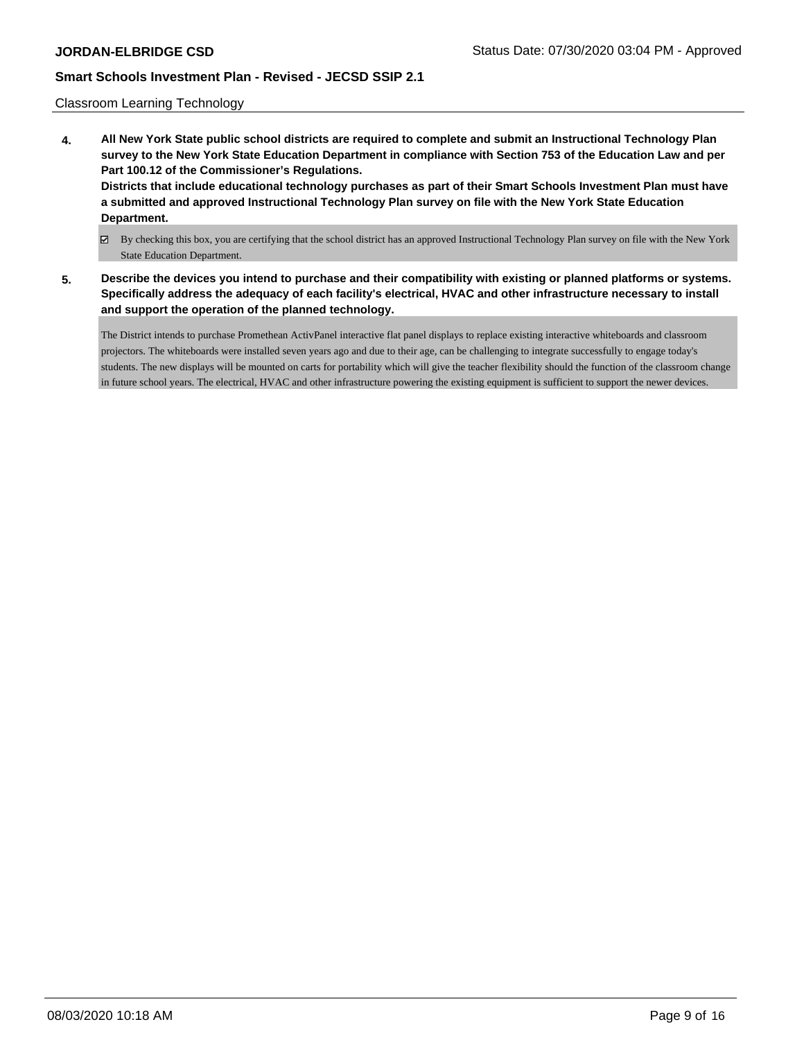Classroom Learning Technology

**4. All New York State public school districts are required to complete and submit an Instructional Technology Plan survey to the New York State Education Department in compliance with Section 753 of the Education Law and per Part 100.12 of the Commissioner's Regulations.**
**Districts that include educational technology purchases as part of their Smart Schools Investment Plan must have a submitted and approved Instructional Technology Plan survey on file with the New York State Education Department.**

☑ By checking this box, you are certifying that the school district has an approved Instructional Technology Plan survey on file with the New York State Education Department.

**5. Describe the devices you intend to purchase and their compatibility with existing or planned platforms or systems. Specifically address the adequacy of each facility's electrical, HVAC and other infrastructure necessary to install and support the operation of the planned technology.**

The District intends to purchase Promethean ActivPanel interactive flat panel displays to replace existing interactive whiteboards and classroom projectors. The whiteboards were installed seven years ago and due to their age, can be challenging to integrate successfully to engage today's students. The new displays will be mounted on carts for portability which will give the teacher flexibility should the function of the classroom change in future school years. The electrical, HVAC and other infrastructure powering the existing equipment is sufficient to support the newer devices.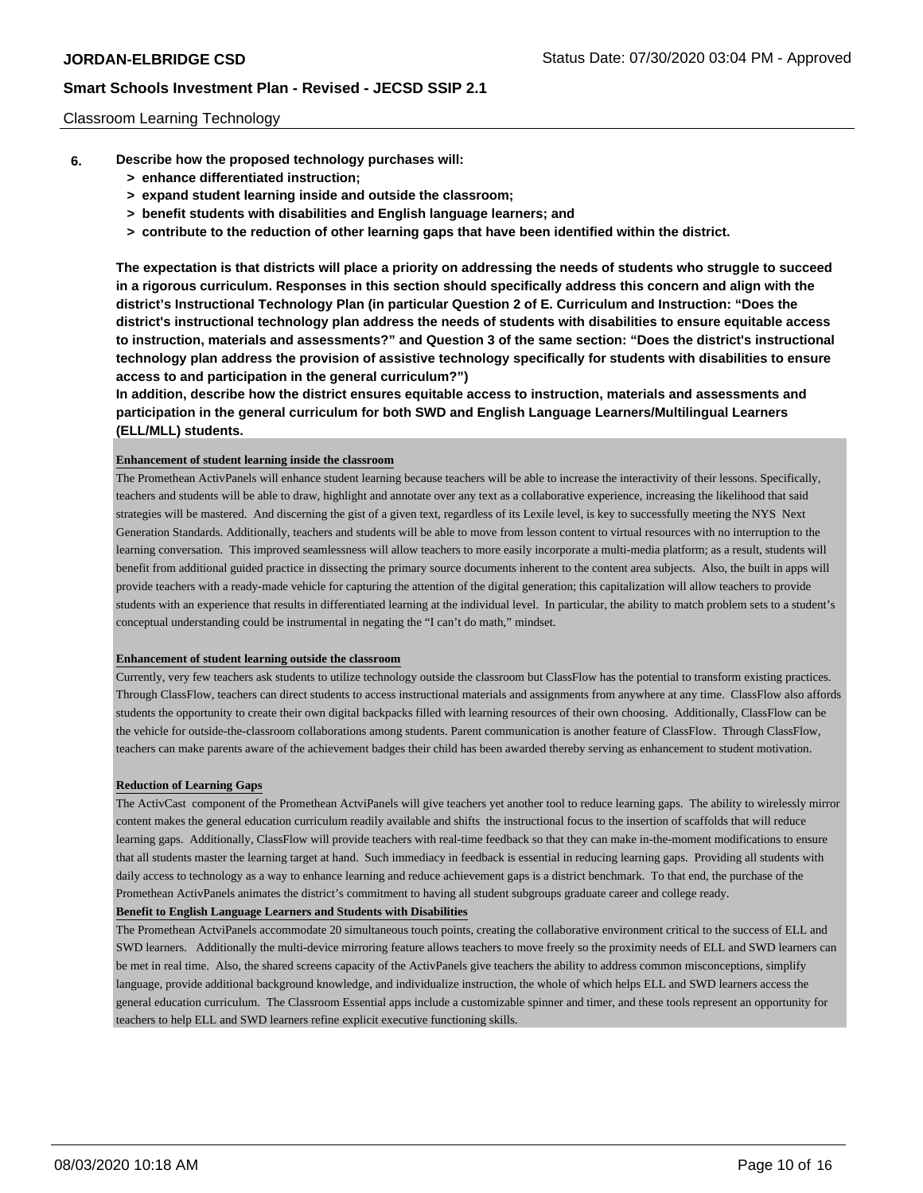Classroom Learning Technology

**6. Describe how the proposed technology purchases will:**
   - **> enhance differentiated instruction;**
   - **> expand student learning inside and outside the classroom;**
   - **> benefit students with disabilities and English language learners; and**
   - **> contribute to the reduction of other learning gaps that have been identified within the district.**

**The expectation is that districts will place a priority on addressing the needs of students who struggle to succeed in a rigorous curriculum. Responses in this section should specifically address this concern and align with the district's Instructional Technology Plan (in particular Question 2 of E. Curriculum and Instruction: "Does the district's instructional technology plan address the needs of students with disabilities to ensure equitable access to instruction, materials and assessments?" and Question 3 of the same section: "Does the district's instructional technology plan address the provision of assistive technology specifically for students with disabilities to ensure access to and participation in the general curriculum?")**

**In addition, describe how the district ensures equitable access to instruction, materials and assessments and participation in the general curriculum for both SWD and English Language Learners/Multilingual Learners (ELL/MLL) students.**

**Enhancement of student learning inside the classroom**

The Promethean ActivPanels will enhance student learning because teachers will be able to increase the interactivity of their lessons. Specifically, teachers and students will be able to draw, highlight and annotate over any text as a collaborative experience, increasing the likelihood that said strategies will be mastered. And discerning the gist of a given text, regardless of its Lexile level, is key to successfully meeting the NYS Next Generation Standards. Additionally, teachers and students will be able to move from lesson content to virtual resources with no interruption to the learning conversation. This improved seamlessness will allow teachers to more easily incorporate a multi-media platform; as a result, students will benefit from additional guided practice in dissecting the primary source documents inherent to the content area subjects. Also, the built in apps will provide teachers with a ready-made vehicle for capturing the attention of the digital generation; this capitalization will allow teachers to provide students with an experience that results in differentiated learning at the individual level. In particular, the ability to match problem sets to a student's conceptual understanding could be instrumental in negating the "I can't do math," mindset.

**Enhancement of student learning outside the classroom**

Currently, very few teachers ask students to utilize technology outside the classroom but ClassFlow has the potential to transform existing practices. Through ClassFlow, teachers can direct students to access instructional materials and assignments from anywhere at any time. ClassFlow also affords students the opportunity to create their own digital backpacks filled with learning resources of their own choosing. Additionally, ClassFlow can be the vehicle for outside-the-classroom collaborations among students. Parent communication is another feature of ClassFlow. Through ClassFlow, teachers can make parents aware of the achievement badges their child has been awarded thereby serving as enhancement to student motivation.

**Reduction of Learning Gaps**

The ActivCast component of the Promethean ActviPanels will give teachers yet another tool to reduce learning gaps. The ability to wirelessly mirror content makes the general education curriculum readily available and shifts the instructional focus to the insertion of scaffolds that will reduce learning gaps. Additionally, ClassFlow will provide teachers with real-time feedback so that they can make in-the-moment modifications to ensure that all students master the learning target at hand. Such immediacy in feedback is essential in reducing learning gaps. Providing all students with daily access to technology as a way to enhance learning and reduce achievement gaps is a district benchmark. To that end, the purchase of the Promethean ActivPanels animates the district's commitment to having all student subgroups graduate career and college ready.

**Benefit to English Language Learners and Students with Disabilities**

The Promethean ActviPanels accommodate 20 simultaneous touch points, creating the collaborative environment critical to the success of ELL and SWD learners. Additionally the multi-device mirroring feature allows teachers to move freely so the proximity needs of ELL and SWD learners can be met in real time. Also, the shared screens capacity of the ActivPanels give teachers the ability to address common misconceptions, simplify language, provide additional background knowledge, and individualize instruction, the whole of which helps ELL and SWD learners access the general education curriculum. The Classroom Essential apps include a customizable spinner and timer, and these tools represent an opportunity for teachers to help ELL and SWD learners refine explicit executive functioning skills.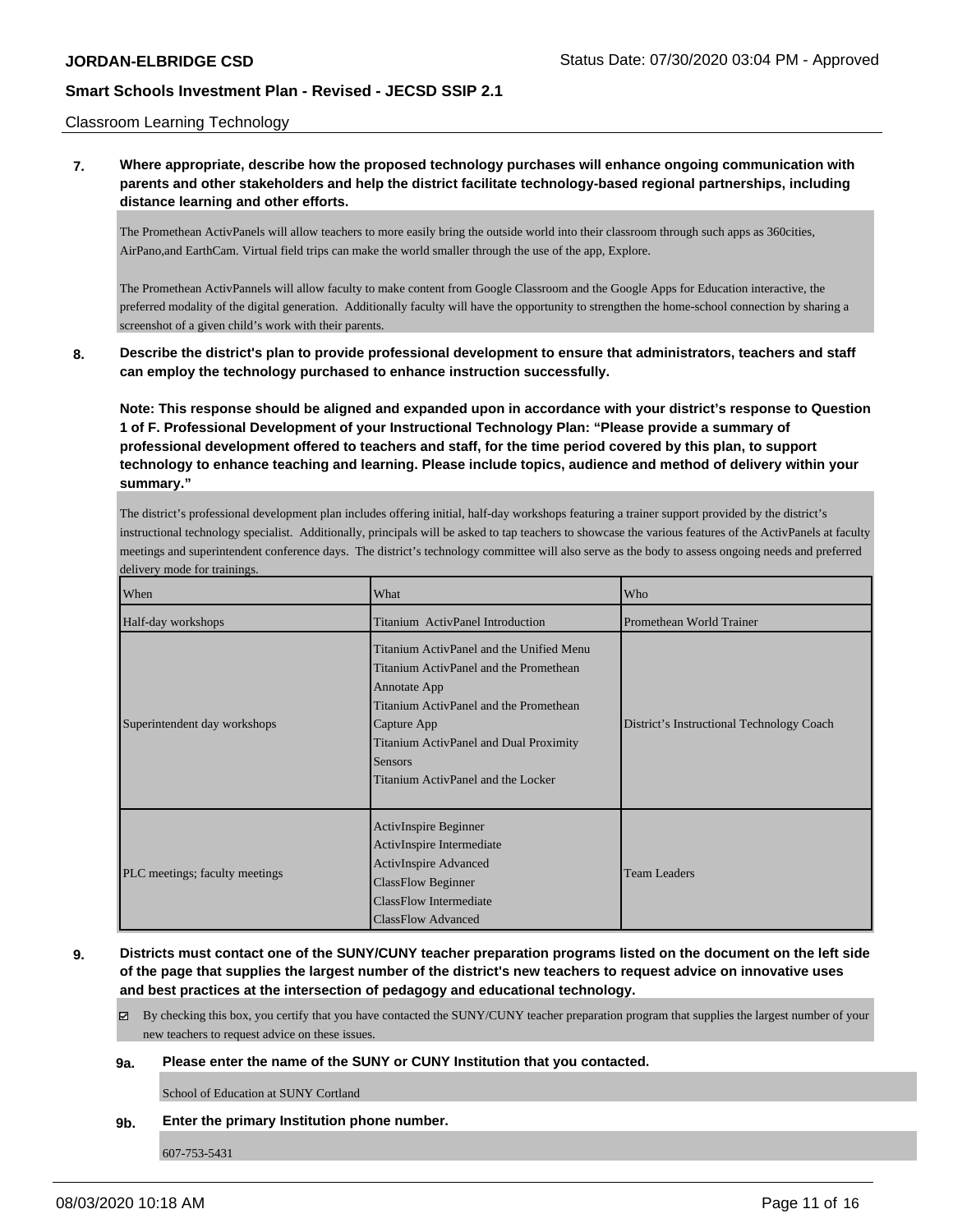Classroom Learning Technology

**7. Where appropriate, describe how the proposed technology purchases will enhance ongoing communication with parents and other stakeholders and help the district facilitate technology-based regional partnerships, including distance learning and other efforts.**

The Promethean ActivPanels will allow teachers to more easily bring the outside world into their classroom through such apps as 360cities, AirPano,and EarthCam. Virtual field trips can make the world smaller through the use of the app, Explore.

The Promethean ActivPannels will allow faculty to make content from Google Classroom and the Google Apps for Education interactive, the preferred modality of the digital generation. Additionally faculty will have the opportunity to strengthen the home-school connection by sharing a screenshot of a given child's work with their parents.

**8. Describe the district's plan to provide professional development to ensure that administrators, teachers and staff can employ the technology purchased to enhance instruction successfully.**

**Note: This response should be aligned and expanded upon in accordance with your district's response to Question 1 of F. Professional Development of your Instructional Technology Plan: "Please provide a summary of professional development offered to teachers and staff, for the time period covered by this plan, to support technology to enhance teaching and learning. Please include topics, audience and method of delivery within your summary."**

The district's professional development plan includes offering initial, half-day workshops featuring a trainer support provided by the district's instructional technology specialist. Additionally, principals will be asked to tap teachers to showcase the various features of the ActivPanels at faculty meetings and superintendent conference days. The district's technology committee will also serve as the body to assess ongoing needs and preferred delivery mode for trainings.

| When | What | Who |
|---|---|---|
| Half-day workshops | Titanium ActivPanel Introduction | Promethean World Trainer |
| Superintendent day workshops | Titanium ActivPanel and the Unified Menu<br>Titanium ActivPanel and the Promethean Annotate App<br>Titanium ActivPanel and the Promethean Capture App<br>Titanium ActivPanel and Dual Proximity Sensors<br>Titanium ActivPanel and the Locker | District's Instructional Technology Coach |
| PLC meetings; faculty meetings | ActivInspire Beginner<br>ActivInspire Intermediate<br>ActivInspire Advanced<br>ClassFlow Beginner<br>ClassFlow Intermediate<br>ClassFlow Advanced | Team Leaders |

**9. Districts must contact one of the SUNY/CUNY teacher preparation programs listed on the document on the left side of the page that supplies the largest number of the district's new teachers to request advice on innovative uses and best practices at the intersection of pedagogy and educational technology.**

☑ By checking this box, you certify that you have contacted the SUNY/CUNY teacher preparation program that supplies the largest number of your new teachers to request advice on these issues.

**9a. Please enter the name of the SUNY or CUNY Institution that you contacted.**

School of Education at SUNY Cortland

**9b. Enter the primary Institution phone number.**

607-753-5431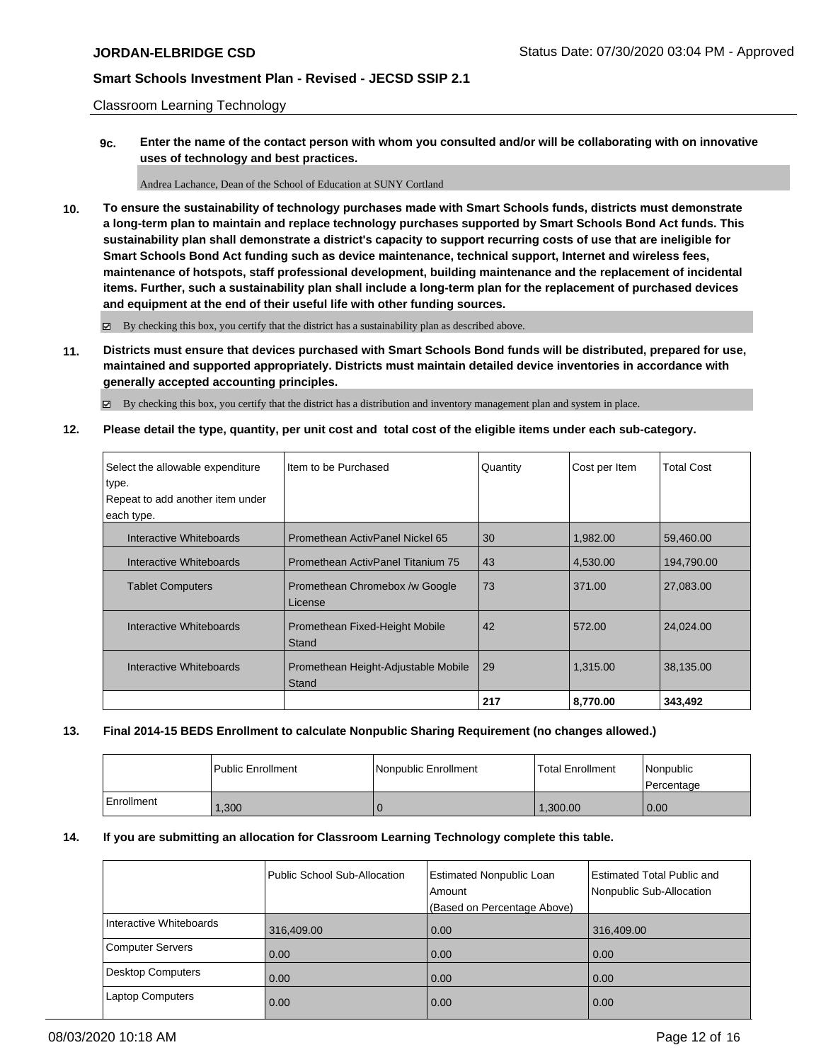Classroom Learning Technology

**9c. Enter the name of the contact person with whom you consulted and/or will be collaborating with on innovative uses of technology and best practices.**

Andrea Lachance, Dean of the School of Education at SUNY Cortland

**10. To ensure the sustainability of technology purchases made with Smart Schools funds, districts must demonstrate a long-term plan to maintain and replace technology purchases supported by Smart Schools Bond Act funds. This sustainability plan shall demonstrate a district's capacity to support recurring costs of use that are ineligible for Smart Schools Bond Act funding such as device maintenance, technical support, Internet and wireless fees, maintenance of hotspots, staff professional development, building maintenance and the replacement of incidental items. Further, such a sustainability plan shall include a long-term plan for the replacement of purchased devices and equipment at the end of their useful life with other funding sources.**

☑ By checking this box, you certify that the district has a sustainability plan as described above.

**11. Districts must ensure that devices purchased with Smart Schools Bond funds will be distributed, prepared for use, maintained and supported appropriately. Districts must maintain detailed device inventories in accordance with generally accepted accounting principles.**

☑ By checking this box, you certify that the district has a distribution and inventory management plan and system in place.

**12. Please detail the type, quantity, per unit cost and total cost of the eligible items under each sub-category.**

| Select the allowable expenditure type. Repeat to add another item under each type. | Item to be Purchased | Quantity | Cost per Item | Total Cost |
|---|---|---|---|---|
| Interactive Whiteboards | Promethean ActivPanel Nickel 65 | 30 | 1,982.00 | 59,460.00 |
| Interactive Whiteboards | Promethean ActivPanel Titanium 75 | 43 | 4,530.00 | 194,790.00 |
| Tablet Computers | Promethean Chromebox /w Google License | 73 | 371.00 | 27,083.00 |
| Interactive Whiteboards | Promethean Fixed-Height Mobile Stand | 42 | 572.00 | 24,024.00 |
| Interactive Whiteboards | Promethean Height-Adjustable Mobile Stand | 29 | 1,315.00 | 38,135.00 |
| | | **217** | **8,770.00** | **343,492** |

**13. Final 2014-15 BEDS Enrollment to calculate Nonpublic Sharing Requirement (no changes allowed.)**

| | Public Enrollment | Nonpublic Enrollment | Total Enrollment | Nonpublic Percentage |
|---|---|---|---|---|
| Enrollment | 1,300 | 0 | 1,300.00 | 0.00 |

**14. If you are submitting an allocation for Classroom Learning Technology complete this table.**

| | Public School Sub-Allocation | Estimated Nonpublic Loan Amount (Based on Percentage Above) | Estimated Total Public and Nonpublic Sub-Allocation |
|---|---|---|---|
| Interactive Whiteboards | 316,409.00 | 0.00 | 316,409.00 |
| Computer Servers | 0.00 | 0.00 | 0.00 |
| Desktop Computers | 0.00 | 0.00 | 0.00 |
| Laptop Computers | 0.00 | 0.00 | 0.00 |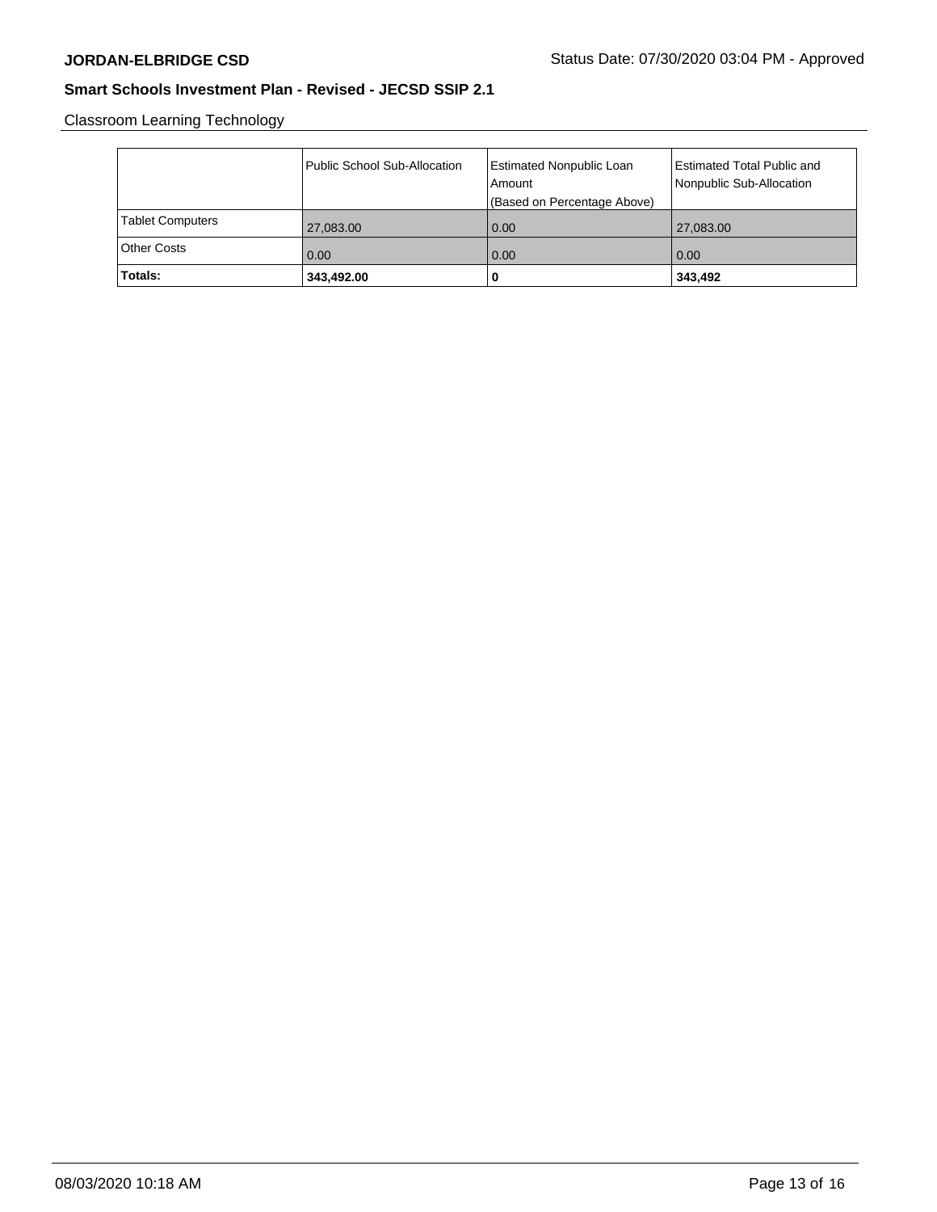**JORDAN-ELBRIDGE CSD** Status Date: 07/30/2020 03:04 PM - Approved

**Smart Schools Investment Plan - Revised - JECSD SSIP 2.1**

Classroom Learning Technology

| | Public School Sub-Allocation | Estimated Nonpublic Loan Amount (Based on Percentage Above) | Estimated Total Public and Nonpublic Sub-Allocation |
|---|---|---|---|
| Tablet Computers | 27,083.00 | 0.00 | 27,083.00 |
| Other Costs | 0.00 | 0.00 | 0.00 |
| **Totals:** | **343,492.00** | **0** | **343,492** |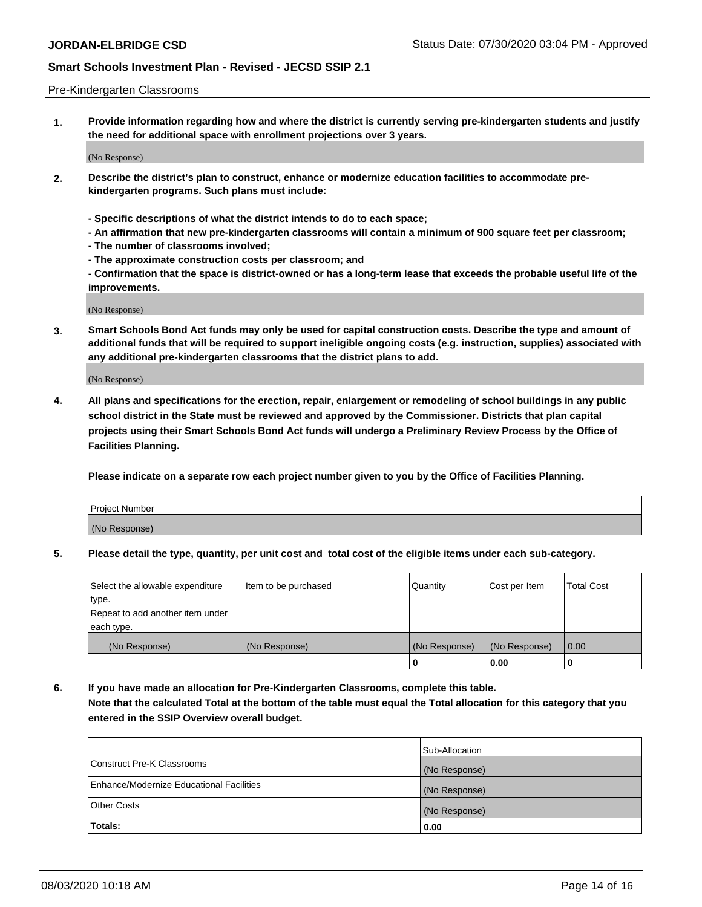Pre-Kindergarten Classrooms

**1. Provide information regarding how and where the district is currently serving pre-kindergarten students and justify the need for additional space with enrollment projections over 3 years.**

(No Response)

**2. Describe the district's plan to construct, enhance or modernize education facilities to accommodate pre-kindergarten programs. Such plans must include:**

**- Specific descriptions of what the district intends to do to each space;**
**- An affirmation that new pre-kindergarten classrooms will contain a minimum of 900 square feet per classroom;**
**- The number of classrooms involved;**
**- The approximate construction costs per classroom; and**
**- Confirmation that the space is district-owned or has a long-term lease that exceeds the probable useful life of the improvements.**

(No Response)

**3. Smart Schools Bond Act funds may only be used for capital construction costs. Describe the type and amount of additional funds that will be required to support ineligible ongoing costs (e.g. instruction, supplies) associated with any additional pre-kindergarten classrooms that the district plans to add.**

(No Response)

**4. All plans and specifications for the erection, repair, enlargement or remodeling of school buildings in any public school district in the State must be reviewed and approved by the Commissioner. Districts that plan capital projects using their Smart Schools Bond Act funds will undergo a Preliminary Review Process by the Office of Facilities Planning.**

**Please indicate on a separate row each project number given to you by the Office of Facilities Planning.**

| Project Number |
|---|
| (No Response) |

**5. Please detail the type, quantity, per unit cost and total cost of the eligible items under each sub-category.**

| Select the allowable expenditure type. Repeat to add another item under each type. | Item to be purchased | Quantity | Cost per Item | Total Cost |
|---|---|---|---|---|
| (No Response) | (No Response) | (No Response) | (No Response) | 0.00 |
| | | 0 | 0.00 | 0 |

**6. If you have made an allocation for Pre-Kindergarten Classrooms, complete this table. Note that the calculated Total at the bottom of the table must equal the Total allocation for this category that you entered in the SSIP Overview overall budget.**

| | Sub-Allocation |
|---|---|
| Construct Pre-K Classrooms | (No Response) |
| Enhance/Modernize Educational Facilities | (No Response) |
| Other Costs | (No Response) |
| **Totals:** | **0.00** |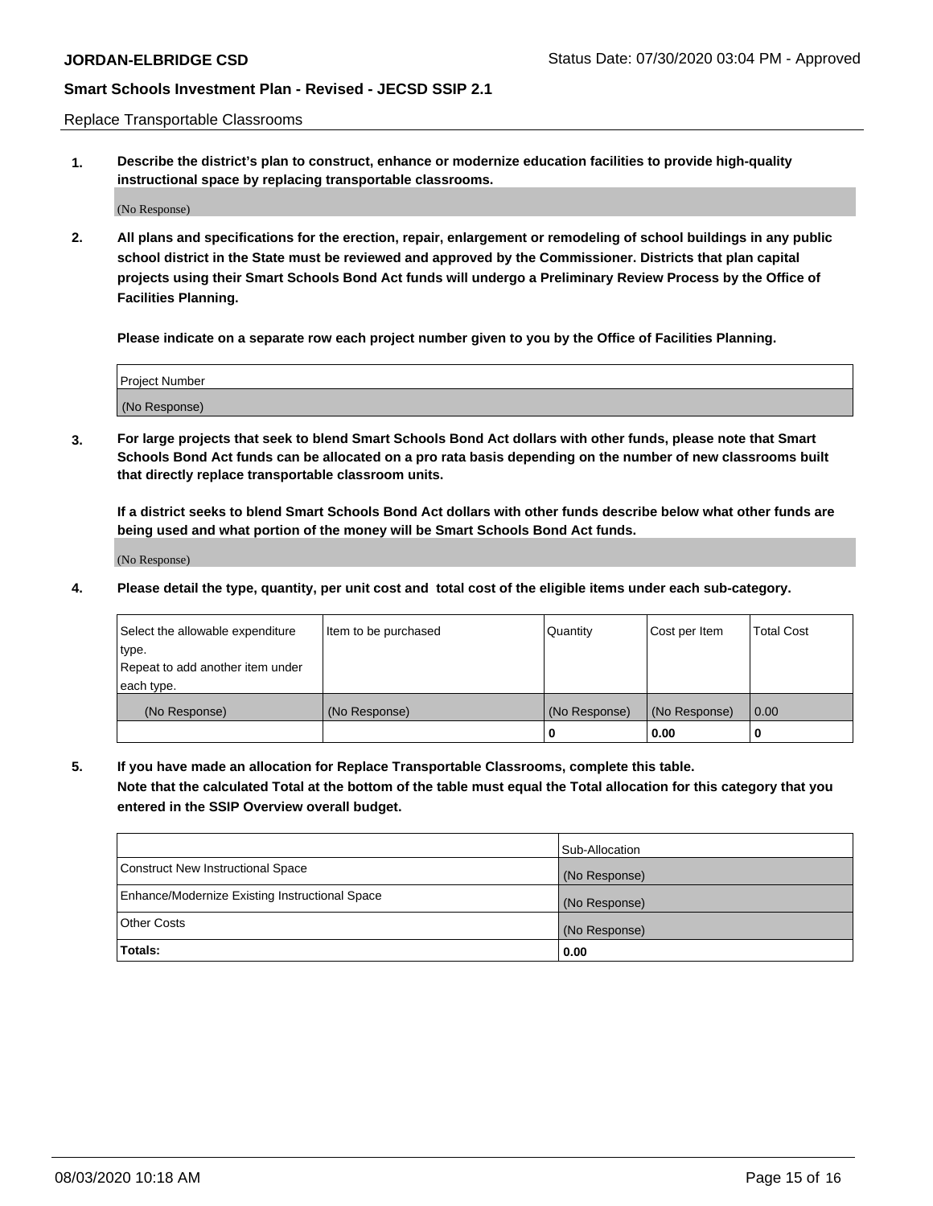Replace Transportable Classrooms

1. **Describe the district's plan to construct, enhance or modernize education facilities to provide high-quality instructional space by replacing transportable classrooms.**

(No Response)

2. **All plans and specifications for the erection, repair, enlargement or remodeling of school buildings in any public school district in the State must be reviewed and approved by the Commissioner. Districts that plan capital projects using their Smart Schools Bond Act funds will undergo a Preliminary Review Process by the Office of Facilities Planning.**

**Please indicate on a separate row each project number given to you by the Office of Facilities Planning.**

| Project Number |
|---|
| (No Response) |

3. **For large projects that seek to blend Smart Schools Bond Act dollars with other funds, please note that Smart Schools Bond Act funds can be allocated on a pro rata basis depending on the number of new classrooms built that directly replace transportable classroom units.**

**If a district seeks to blend Smart Schools Bond Act dollars with other funds describe below what other funds are being used and what portion of the money will be Smart Schools Bond Act funds.**

(No Response)

4. **Please detail the type, quantity, per unit cost and total cost of the eligible items under each sub-category.**

| Select the allowable expenditure type. Repeat to add another item under each type. | Item to be purchased | Quantity | Cost per Item | Total Cost |
|---|---|---|---|---|
| (No Response) | (No Response) | (No Response) | (No Response) | 0.00 |
| | | 0 | 0.00 | 0 |

5. **If you have made an allocation for Replace Transportable Classrooms, complete this table. Note that the calculated Total at the bottom of the table must equal the Total allocation for this category that you entered in the SSIP Overview overall budget.**

| | Sub-Allocation |
|---|---|
| Construct New Instructional Space | (No Response) |
| Enhance/Modernize Existing Instructional Space | (No Response) |
| Other Costs | (No Response) |
| **Totals:** | **0.00** |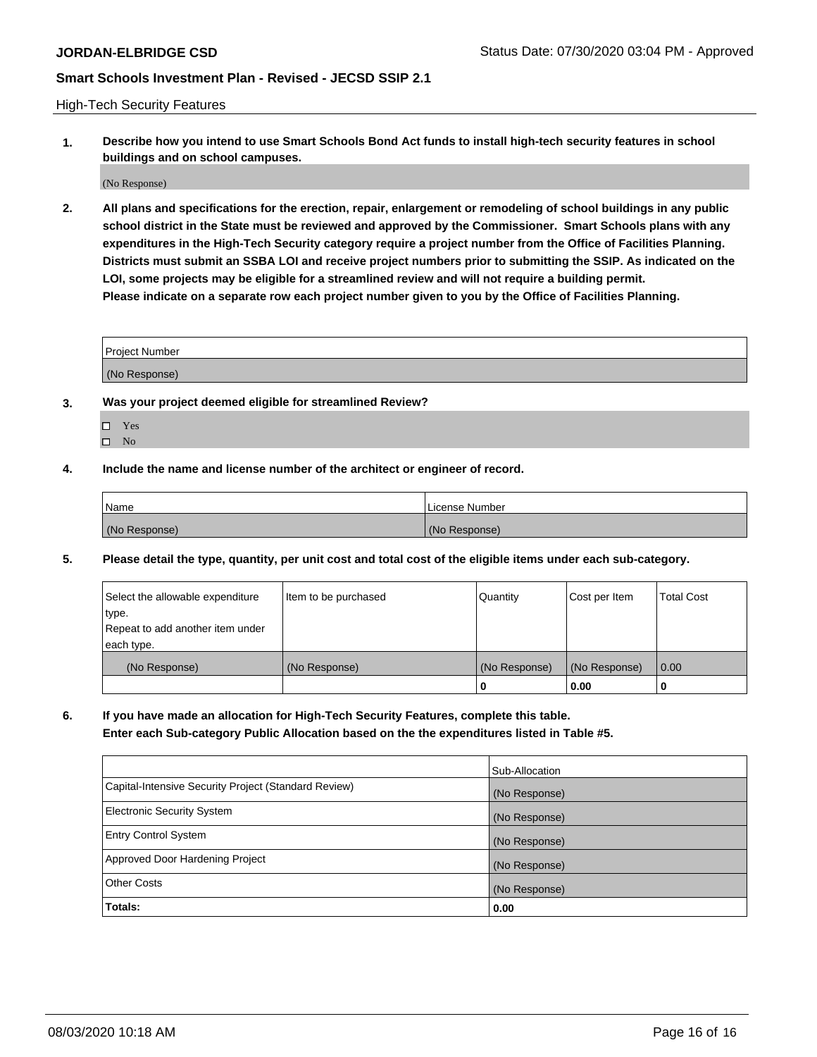High-Tech Security Features

**1. Describe how you intend to use Smart Schools Bond Act funds to install high-tech security features in school buildings and on school campuses.**

(No Response)

**2. All plans and specifications for the erection, repair, enlargement or remodeling of school buildings in any public school district in the State must be reviewed and approved by the Commissioner. Smart Schools plans with any expenditures in the High-Tech Security category require a project number from the Office of Facilities Planning. Districts must submit an SSBA LOI and receive project numbers prior to submitting the SSIP. As indicated on the LOI, some projects may be eligible for a streamlined review and will not require a building permit.**
**Please indicate on a separate row each project number given to you by the Office of Facilities Planning.**

| Project Number |
| --- |
| (No Response) |

**3. Was your project deemed eligible for streamlined Review?**

- ☐ Yes
- ☐ No

**4. Include the name and license number of the architect or engineer of record.**

| Name | License Number |
| --- | --- |
| (No Response) | (No Response) |

**5. Please detail the type, quantity, per unit cost and total cost of the eligible items under each sub-category.**

| Select the allowable expenditure type. Repeat to add another item under each type. | Item to be purchased | Quantity | Cost per Item | Total Cost |
| --- | --- | --- | --- | --- |
| (No Response) | (No Response) | (No Response) | (No Response) | 0.00 |
| | | 0 | 0.00 | 0 |

**6. If you have made an allocation for High-Tech Security Features, complete this table.**
**Enter each Sub-category Public Allocation based on the the expenditures listed in Table #5.**

| | Sub-Allocation |
| --- | --- |
| Capital-Intensive Security Project (Standard Review) | (No Response) |
| Electronic Security System | (No Response) |
| Entry Control System | (No Response) |
| Approved Door Hardening Project | (No Response) |
| Other Costs | (No Response) |
| **Totals:** | **0.00** |